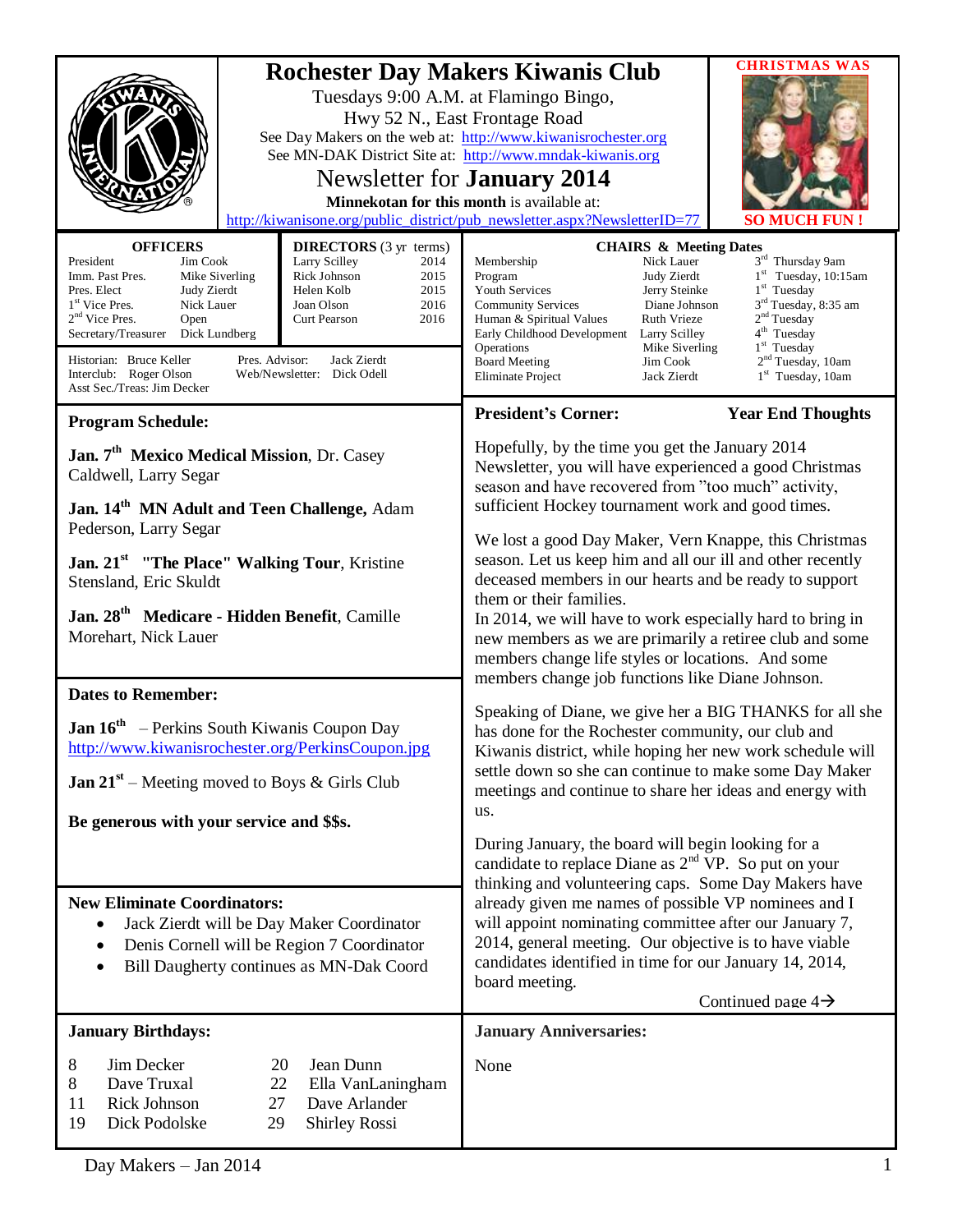# Rochester Day Makers Kiwanis Club

Tuesdays 9:00 A.M. at Flamingo Bingo,
Hwy 52 N., East Frontage Road

See Day Makers on the web at: http://www.kiwanisrochester.org

See MN-DAK District Site at: http://www.mndak-kiwanis.org

## Newsletter for **January 2014**

**Minnekotan for this month** is available at:
http://kiwanisone.org/public_district/pub_newsletter.aspx?NewsletterID=77

**CHRISTMAS WAS SO MUCH FUN !**

| OFFICERS | |
|---|---|
| President | Jim Cook |
| Imm. Past Pres. | Mike Siverling |
| Pres. Elect | Judy Zierdt |
| 1st Vice Pres. | Nick Lauer |
| 2nd Vice Pres. | Open |
| Secretary/Treasurer | Dick Lundberg |

| DIRECTORS (3 yr terms) | |
|---|---|
| Larry Scilley | 2014 |
| Rick Johnson | 2015 |
| Helen Kolb | 2015 |
| Joan Olson | 2016 |
| Curt Pearson | 2016 |

Historian: Bruce Keller
Interclub: Roger Olson
Asst Sec./Treas: Jim Decker
Pres. Advisor: Jack Zierdt
Web/Newsletter: Dick Odell

| CHAIRS & Meeting Dates | | |
|---|---|---|
| Membership | Nick Lauer | 3rd Thursday 9am |
| Program | Judy Zierdt | 1st Tuesday, 10:15am |
| Youth Services | Jerry Steinke | 1st Tuesday |
| Community Services | Diane Johnson | 3rd Tuesday, 8:35 am |
| Human & Spiritual Values | Ruth Vrieze | 2nd Tuesday |
| Early Childhood Development | Larry Scilley | 4th Tuesday |
| Operations | Mike Siverling | 1st Tuesday |
| Board Meeting | Jim Cook | 2nd Tuesday, 10am |
| Eliminate Project | Jack Zierdt | 1st Tuesday, 10am |

### Program Schedule:

**Jan. 7th Mexico Medical Mission**, Dr. Casey Caldwell, Larry Segar

**Jan. 14th MN Adult and Teen Challenge,** Adam Pederson, Larry Segar

**Jan. 21st "The Place" Walking Tour**, Kristine Stensland, Eric Skuldt

**Jan. 28th Medicare - Hidden Benefit**, Camille Morehart, Nick Lauer

### Dates to Remember:

**Jan 16th** – Perkins South Kiwanis Coupon Day
http://www.kiwanisrochester.org/PerkinsCoupon.jpg

**Jan 21st** – Meeting moved to Boys & Girls Club

**Be generous with your service and $$s.**

### New Eliminate Coordinators:

- Jack Zierdt will be Day Maker Coordinator
- Denis Cornell will be Region 7 Coordinator
- Bill Daugherty continues as MN-Dak Coord

### President's Corner: Year End Thoughts

Hopefully, by the time you get the January 2014 Newsletter, you will have experienced a good Christmas season and have recovered from "too much" activity, sufficient Hockey tournament work and good times.

We lost a good Day Maker, Vern Knappe, this Christmas season. Let us keep him and all our ill and other recently deceased members in our hearts and be ready to support them or their families.
In 2014, we will have to work especially hard to bring in new members as we are primarily a retiree club and some members change life styles or locations. And some members change job functions like Diane Johnson.

Speaking of Diane, we give her a BIG THANKS for all she has done for the Rochester community, our club and Kiwanis district, while hoping her new work schedule will settle down so she can continue to make some Day Maker meetings and continue to share her ideas and energy with us.

During January, the board will begin looking for a candidate to replace Diane as 2nd VP. So put on your thinking and volunteering caps. Some Day Makers have already given me names of possible VP nominees and I will appoint nominating committee after our January 7, 2014, general meeting. Our objective is to have viable candidates identified in time for our January 14, 2014, board meeting.

Continued page 4→

### January Birthdays:

| | | | |
|---|---|---|---|
| 8 | Jim Decker | 20 | Jean Dunn |
| 8 | Dave Truxal | 22 | Ella VanLaningham |
| 11 | Rick Johnson | 27 | Dave Arlander |
| 19 | Dick Podolske | 29 | Shirley Rossi |

### January Anniversaries:

None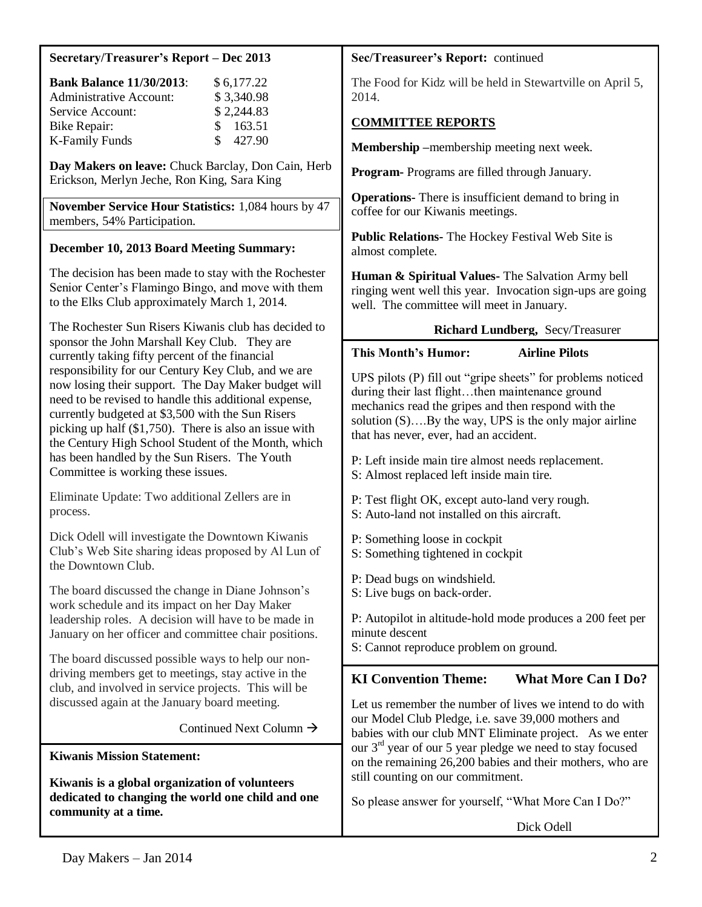### Secretary/Treasurer's Report – Dec 2013

| | |
|---|---|
| **Bank Balance 11/30/2013**: | $ 6,177.22 |
| Administrative Account: | $ 3,340.98 |
| Service Account: | $ 2,244.83 |
| Bike Repair: | $ 163.51 |
| K-Family Funds | $ 427.90 |

**Day Makers on leave:** Chuck Barclay, Don Cain, Herb Erickson, Merlyn Jeche, Ron King, Sara King

**November Service Hour Statistics:** 1,084 hours by 47 members, 54% Participation.

**December 10, 2013 Board Meeting Summary:**

The decision has been made to stay with the Rochester Senior Center's Flamingo Bingo, and move with them to the Elks Club approximately March 1, 2014.

The Rochester Sun Risers Kiwanis club has decided to sponsor the John Marshall Key Club. They are currently taking fifty percent of the financial responsibility for our Century Key Club, and we are now losing their support. The Day Maker budget will need to be revised to handle this additional expense, currently budgeted at $3,500 with the Sun Risers picking up half ($1,750). There is also an issue with the Century High School Student of the Month, which has been handled by the Sun Risers. The Youth Committee is working these issues.

Eliminate Update: Two additional Zellers are in process.

Dick Odell will investigate the Downtown Kiwanis Club's Web Site sharing ideas proposed by Al Lun of the Downtown Club.

The board discussed the change in Diane Johnson's work schedule and its impact on her Day Maker leadership roles. A decision will have to be made in January on her officer and committee chair positions.

The board discussed possible ways to help our non-driving members get to meetings, stay active in the club, and involved in service projects. This will be discussed again at the January board meeting.

Continued Next Column →

**Sec/Treasureer's Report:** continued

The Food for Kidz will be held in Stewartville on April 5, 2014.

**COMMITTEE REPORTS**

**Membership** –membership meeting next week.

**Program-** Programs are filled through January.

**Operations-** There is insufficient demand to bring in coffee for our Kiwanis meetings.

**Public Relations-** The Hockey Festival Web Site is almost complete.

**Human & Spiritual Values-** The Salvation Army bell ringing went well this year. Invocation sign-ups are going well. The committee will meet in January.

**Richard Lundberg,** Secy/Treasurer

### Kiwanis Mission Statement:

**Kiwanis is a global organization of volunteers dedicated to changing the world one child and one community at a time.**

### This Month's Humor: Airline Pilots

UPS pilots (P) fill out "gripe sheets" for problems noticed during their last flight…then maintenance ground mechanics read the gripes and then respond with the solution (S)….By the way, UPS is the only major airline that has never, ever, had an accident.

P: Left inside main tire almost needs replacement.
S: Almost replaced left inside main tire.

P: Test flight OK, except auto-land very rough.
S: Auto-land not installed on this aircraft.

P: Something loose in cockpit
S: Something tightened in cockpit

P: Dead bugs on windshield.
S: Live bugs on back-order.

P: Autopilot in altitude-hold mode produces a 200 feet per minute descent
S: Cannot reproduce problem on ground.

### KI Convention Theme: What More Can I Do?

Let us remember the number of lives we intend to do with our Model Club Pledge, i.e. save 39,000 mothers and babies with our club MNT Eliminate project. As we enter our 3rd year of our 5 year pledge we need to stay focused on the remaining 26,200 babies and their mothers, who are still counting on our commitment.

So please answer for yourself, "What More Can I Do?"

Dick Odell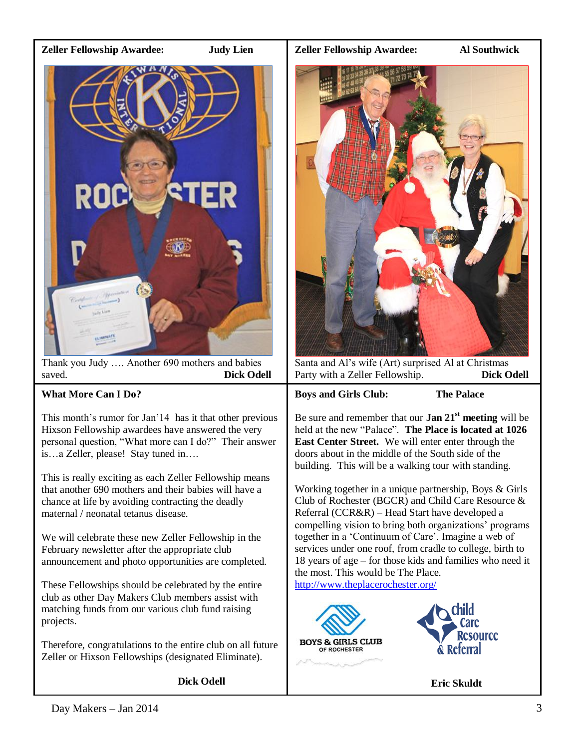**Zeller Fellowship Awardee: Judy Lien**

Thank you Judy …. Another 690 mothers and babies saved. **Dick Odell**

**Zeller Fellowship Awardee: Al Southwick**

Santa and Al's wife (Art) surprised Al at Christmas Party with a Zeller Fellowship. **Dick Odell**

**What More Can I Do?**

This month's rumor for Jan'14 has it that other previous Hixson Fellowship awardees have answered the very personal question, "What more can I do?" Their answer is…a Zeller, please! Stay tuned in….

This is really exciting as each Zeller Fellowship means that another 690 mothers and their babies will have a chance at life by avoiding contracting the deadly maternal / neonatal tetanus disease.

We will celebrate these new Zeller Fellowship in the February newsletter after the appropriate club announcement and photo opportunities are completed.

These Fellowships should be celebrated by the entire club as other Day Makers Club members assist with matching funds from our various club fund raising projects.

Therefore, congratulations to the entire club on all future Zeller or Hixson Fellowships (designated Eliminate).

**Dick Odell**

**Boys and Girls Club: The Palace**

Be sure and remember that our **Jan 21st meeting** will be held at the new "Palace". **The Place is located at 1026 East Center Street.** We will enter enter through the doors about in the middle of the South side of the building. This will be a walking tour with standing.

Working together in a unique partnership, Boys & Girls Club of Rochester (BGCR) and Child Care Resource & Referral (CCR&R) – Head Start have developed a compelling vision to bring both organizations' programs together in a 'Continuum of Care'. Imagine a web of services under one roof, from cradle to college, birth to 18 years of age – for those kids and families who need it the most. This would be The Place.
http://www.theplacerochester.org/

BOYS & GIRLS CLUB OF ROCHESTER

Child Care Resource & Referral

**Eric Skuldt**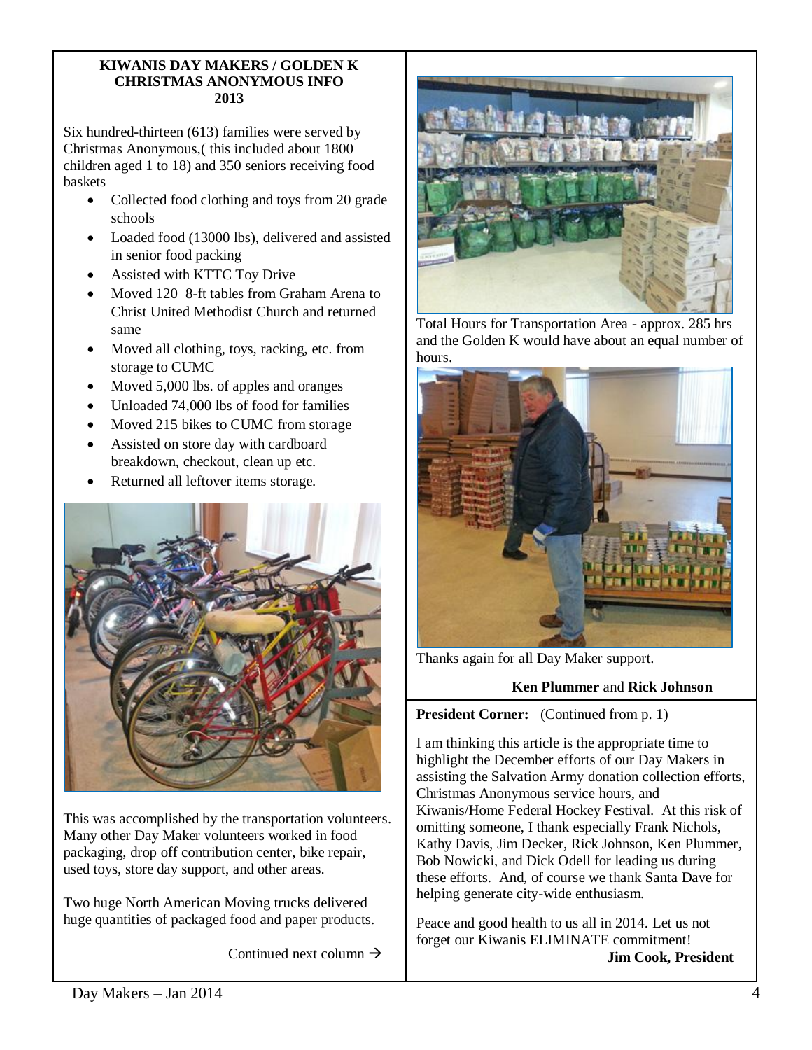**KIWANIS DAY MAKERS / GOLDEN K CHRISTMAS ANONYMOUS INFO 2013**

Six hundred-thirteen (613) families were served by Christmas Anonymous,( this included about 1800 children aged 1 to 18) and 350 seniors receiving food baskets

- Collected food clothing and toys from 20 grade schools
- Loaded food (13000 lbs), delivered and assisted in senior food packing
- Assisted with KTTC Toy Drive
- Moved 120 8-ft tables from Graham Arena to Christ United Methodist Church and returned same
- Moved all clothing, toys, racking, etc. from storage to CUMC
- Moved 5,000 lbs. of apples and oranges
- Unloaded 74,000 lbs of food for families
- Moved 215 bikes to CUMC from storage
- Assisted on store day with cardboard breakdown, checkout, clean up etc.
- Returned all leftover items storage.

This was accomplished by the transportation volunteers. Many other Day Maker volunteers worked in food packaging, drop off contribution center, bike repair, used toys, store day support, and other areas.

Two huge North American Moving trucks delivered huge quantities of packaged food and paper products.

Continued next column →

Total Hours for Transportation Area - approx. 285 hrs and the Golden K would have about an equal number of hours.

Thanks again for all Day Maker support.

**Ken Plummer** and **Rick Johnson**

**President Corner:** (Continued from p. 1)

I am thinking this article is the appropriate time to highlight the December efforts of our Day Makers in assisting the Salvation Army donation collection efforts, Christmas Anonymous service hours, and Kiwanis/Home Federal Hockey Festival. At this risk of omitting someone, I thank especially Frank Nichols, Kathy Davis, Jim Decker, Rick Johnson, Ken Plummer, Bob Nowicki, and Dick Odell for leading us during these efforts. And, of course we thank Santa Dave for helping generate city-wide enthusiasm.

Peace and good health to us all in 2014. Let us not forget our Kiwanis ELIMINATE commitment!

**Jim Cook, President**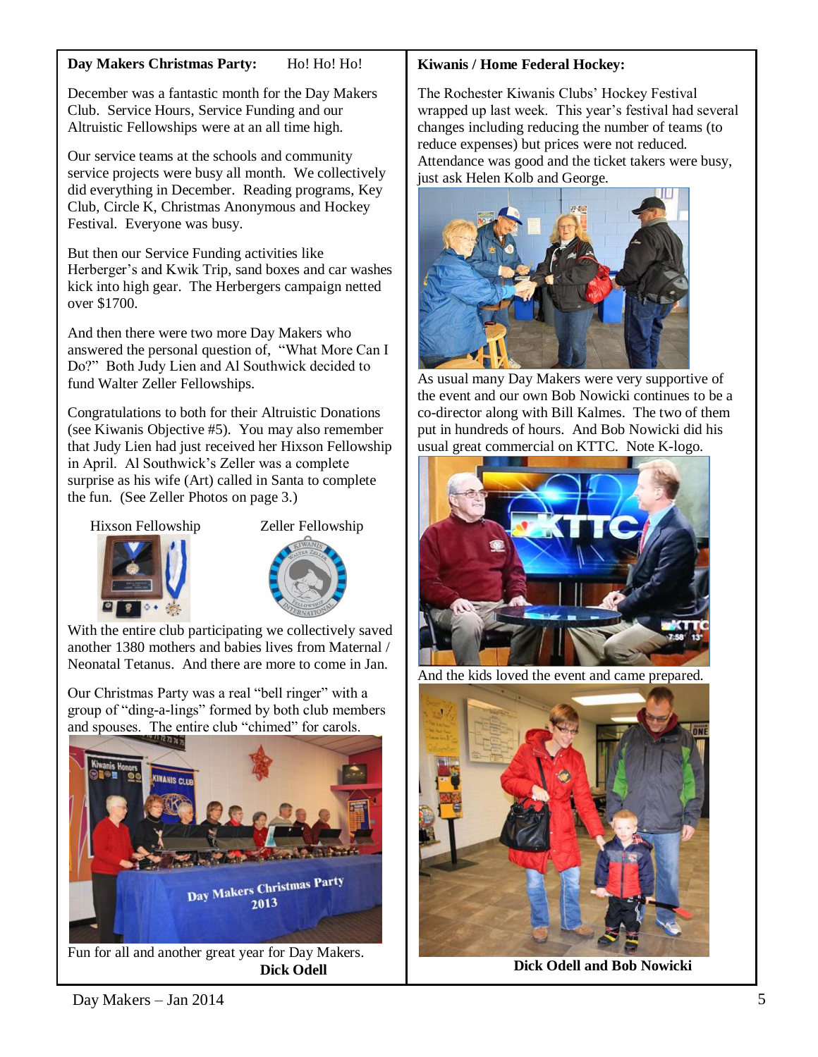## Day Makers Christmas Party: Ho! Ho! Ho!

December was a fantastic month for the Day Makers Club. Service Hours, Service Funding and our Altruistic Fellowships were at an all time high.

Our service teams at the schools and community service projects were busy all month. We collectively did everything in December. Reading programs, Key Club, Circle K, Christmas Anonymous and Hockey Festival. Everyone was busy.

But then our Service Funding activities like Herberger's and Kwik Trip, sand boxes and car washes kick into high gear. The Herbergers campaign netted over $1700.

And then there were two more Day Makers who answered the personal question of, "What More Can I Do?" Both Judy Lien and Al Southwick decided to fund Walter Zeller Fellowships.

Congratulations to both for their Altruistic Donations (see Kiwanis Objective #5). You may also remember that Judy Lien had just received her Hixson Fellowship in April. Al Southwick's Zeller was a complete surprise as his wife (Art) called in Santa to complete the fun. (See Zeller Photos on page 3.)

Hixson Fellowship     Zeller Fellowship

With the entire club participating we collectively saved another 1380 mothers and babies lives from Maternal / Neonatal Tetanus. And there are more to come in Jan.

Our Christmas Party was a real "bell ringer" with a group of "ding-a-lings" formed by both club members and spouses. The entire club "chimed" for carols.

Fun for all and another great year for Day Makers.

**Dick Odell**

## Kiwanis / Home Federal Hockey:

The Rochester Kiwanis Clubs' Hockey Festival wrapped up last week. This year's festival had several changes including reducing the number of teams (to reduce expenses) but prices were not reduced. Attendance was good and the ticket takers were busy, just ask Helen Kolb and George.

As usual many Day Makers were very supportive of the event and our own Bob Nowicki continues to be a co-director along with Bill Kalmes. The two of them put in hundreds of hours. And Bob Nowicki did his usual great commercial on KTTC. Note K-logo.

And the kids loved the event and came prepared.

**Dick Odell and Bob Nowicki**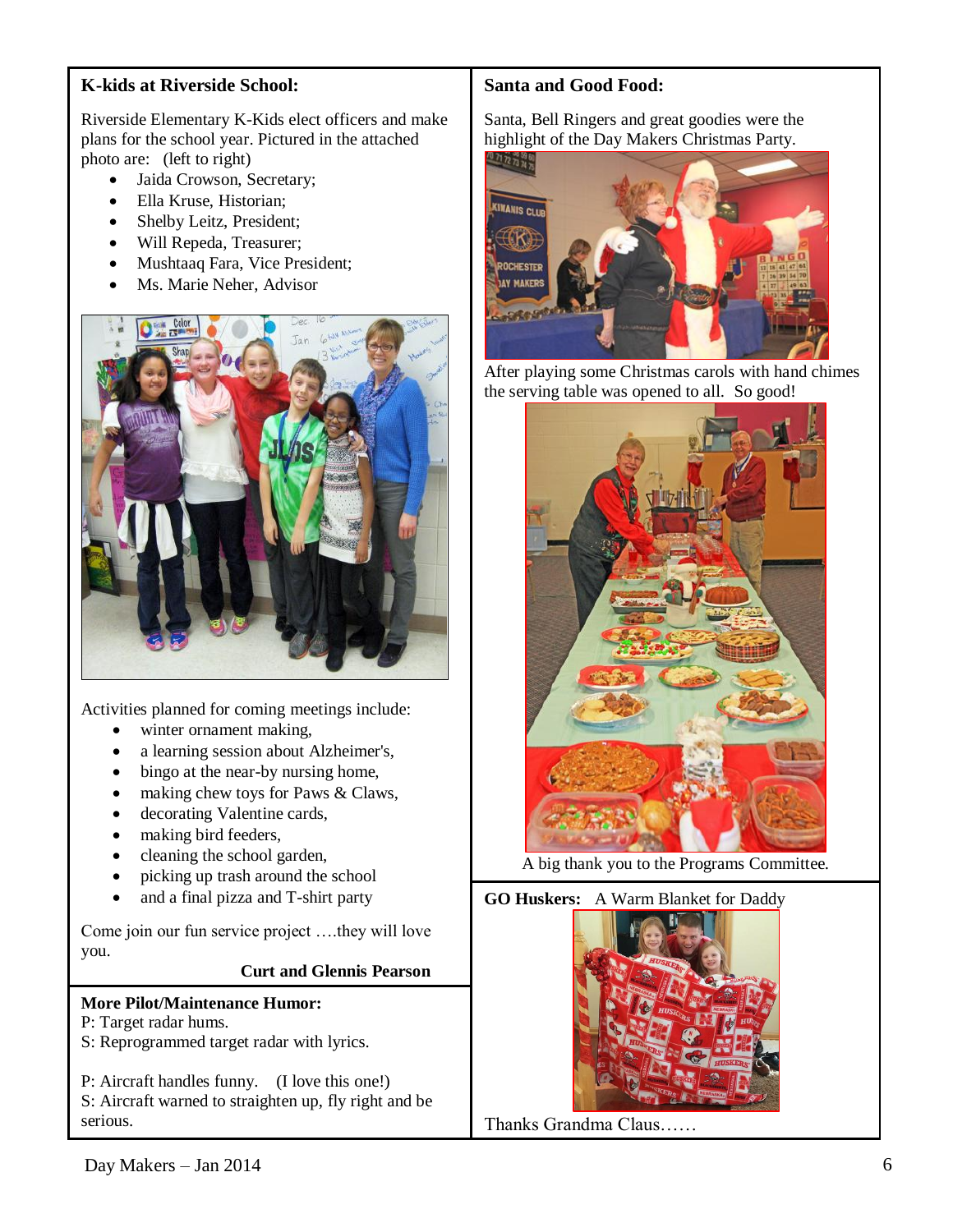## K-kids at Riverside School:

Riverside Elementary K-Kids elect officers and make plans for the school year. Pictured in the attached photo are: (left to right)

- Jaida Crowson, Secretary;
- Ella Kruse, Historian;
- Shelby Leitz, President;
- Will Repeda, Treasurer;
- Mushtaaq Fara, Vice President;
- Ms. Marie Neher, Advisor

Activities planned for coming meetings include:

- winter ornament making,
- a learning session about Alzheimer's,
- bingo at the near-by nursing home,
- making chew toys for Paws & Claws,
- decorating Valentine cards,
- making bird feeders,
- cleaning the school garden,
- picking up trash around the school
- and a final pizza and T-shirt party

Come join our fun service project ….they will love you.

**Curt and Glennis Pearson**

**More Pilot/Maintenance Humor:**

P: Target radar hums.
S: Reprogrammed target radar with lyrics.

P: Aircraft handles funny. (I love this one!)
S: Aircraft warned to straighten up, fly right and be serious.

## Santa and Good Food:

Santa, Bell Ringers and great goodies were the highlight of the Day Makers Christmas Party.

After playing some Christmas carols with hand chimes the serving table was opened to all. So good!

A big thank you to the Programs Committee.

**GO Huskers:** A Warm Blanket for Daddy

Thanks Grandma Claus……